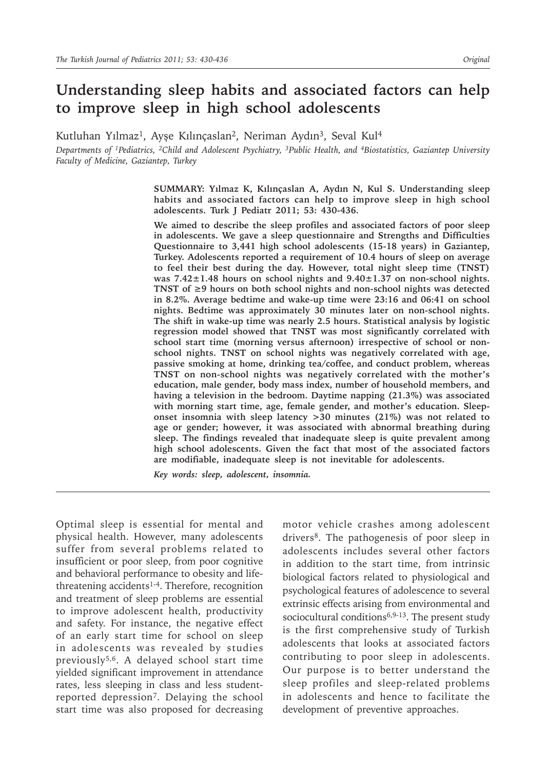# Understanding sleep habits and associated factors can help to improve sleep in high school adolescents

Kutluhan Yılmaz[1], Ayşe Kılınçaslan[2], Neriman Aydın[3], Seval Kul[4]

*Departments of [1]Pediatrics, [2]Child and Adolescent Psychiatry, [3]Public Health, and [4]Biostatistics, Gaziantep University Faculty of Medicine, Gaziantep, Turkey*

**SUMMARY: Yılmaz K, Kılınçaslan A, Aydın N, Kul S. Understanding sleep habits and associated factors can help to improve sleep in high school adolescents. Turk J Pediatr 2011; 53: 430-436.**

**We aimed to describe the sleep profiles and associated factors of poor sleep in adolescents. We gave a sleep questionnaire and Strengths and Difficulties Questionnaire to 3,441 high school adolescents (15-18 years) in Gaziantep, Turkey. Adolescents reported a requirement of 10.4 hours of sleep on average to feel their best during the day. However, total night sleep time (TNST) was 7.42±1.48 hours on school nights and 9.40±1.37 on non-school nights. TNST of ≥9 hours on both school nights and non-school nights was detected in 8.2%. Average bedtime and wake-up time were 23:16 and 06:41 on school nights. Bedtime was approximately 30 minutes later on non-school nights. The shift in wake-up time was nearly 2.5 hours. Statistical analysis by logistic regression model showed that TNST was most significantly correlated with school start time (morning versus afternoon) irrespective of school or non-school nights. TNST on school nights was negatively correlated with age, passive smoking at home, drinking tea/coffee, and conduct problem, whereas TNST on non-school nights was negatively correlated with the mother's education, male gender, body mass index, number of household members, and having a television in the bedroom. Daytime napping (21.3%) was associated with morning start time, age, female gender, and mother's education. Sleep-onset insomnia with sleep latency >30 minutes (21%) was not related to age or gender; however, it was associated with abnormal breathing during sleep. The findings revealed that inadequate sleep is quite prevalent among high school adolescents. Given the fact that most of the associated factors are modifiable, inadequate sleep is not inevitable for adolescents.**

*Key words: sleep, adolescent, insomnia.*

---

Optimal sleep is essential for mental and physical health. However, many adolescents suffer from several problems related to insufficient or poor sleep, from poor cognitive and behavioral performance to obesity and life-threatening accidents[1-4]. Therefore, recognition and treatment of sleep problems are essential to improve adolescent health, productivity and safety. For instance, the negative effect of an early start time for school on sleep in adolescents was revealed by studies previously[5,6]. A delayed school start time yielded significant improvement in attendance rates, less sleeping in class and less student-reported depression[7]. Delaying the school start time was also proposed for decreasing motor vehicle crashes among adolescent drivers[8]. The pathogenesis of poor sleep in adolescents includes several other factors in addition to the start time, from intrinsic biological factors related to physiological and psychological features of adolescence to several extrinsic effects arising from environmental and sociocultural conditions[6,9-13]. The present study is the first comprehensive study of Turkish adolescents that looks at associated factors contributing to poor sleep in adolescents. Our purpose is to better understand the sleep profiles and sleep-related problems in adolescents and hence to facilitate the development of preventive approaches.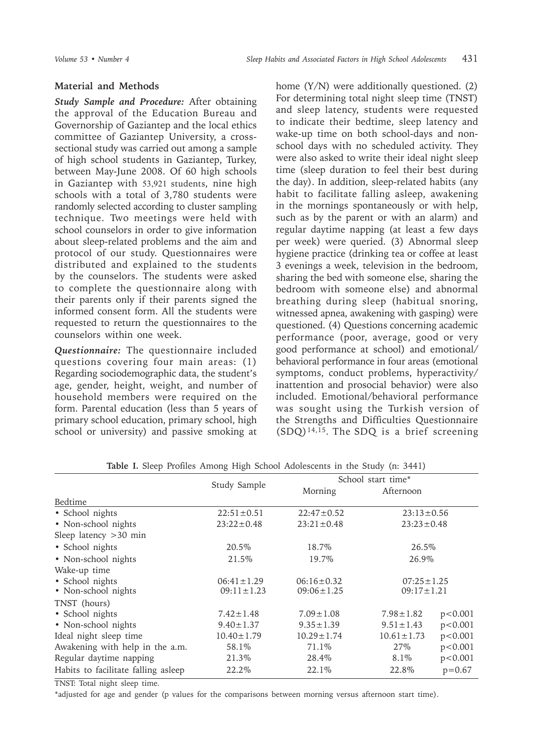## Material and Methods

***Study Sample and Procedure:*** After obtaining the approval of the Education Bureau and Governorship of Gaziantep and the local ethics committee of Gaziantep University, a cross-sectional study was carried out among a sample of high school students in Gaziantep, Turkey, between May-June 2008. Of 60 high schools in Gaziantep with 53,921 students, nine high schools with a total of 3,780 students were randomly selected according to cluster sampling technique. Two meetings were held with school counselors in order to give information about sleep-related problems and the aim and protocol of our study. Questionnaires were distributed and explained to the students by the counselors. The students were asked to complete the questionnaire along with their parents only if their parents signed the informed consent form. All the students were requested to return the questionnaires to the counselors within one week.

***Questionnaire:*** The questionnaire included questions covering four main areas: (1) Regarding sociodemographic data, the student's age, gender, height, weight, and number of household members were required on the form. Parental education (less than 5 years of primary school education, primary school, high school or university) and passive smoking at home (Y/N) were additionally questioned. (2) For determining total night sleep time (TNST) and sleep latency, students were requested to indicate their bedtime, sleep latency and wake-up time on both school-days and non-school days with no scheduled activity. They were also asked to write their ideal night sleep time (sleep duration to feel their best during the day). In addition, sleep-related habits (any habit to facilitate falling asleep, awakening in the mornings spontaneously or with help, such as by the parent or with an alarm) and regular daytime napping (at least a few days per week) were queried. (3) Abnormal sleep hygiene practice (drinking tea or coffee at least 3 evenings a week, television in the bedroom, sharing the bed with someone else, sharing the bedroom with someone else) and abnormal breathing during sleep (habitual snoring, witnessed apnea, awakening with gasping) were questioned. (4) Questions concerning academic performance (poor, average, good or very good performance at school) and emotional/behavioral performance in four areas (emotional symptoms, conduct problems, hyperactivity/inattention and prosocial behavior) were also included. Emotional/behavioral performance was sought using the Turkish version of the Strengths and Difficulties Questionnaire (SDQ)[14,15]. The SDQ is a brief screening

**Table I.** Sleep Profiles Among High School Adolescents in the Study (n: 3441)

| | Study Sample | School start time* | | |
|---|---|---|---|---|
| | | Morning | Afternoon | |
| Bedtime | | | | |
| • School nights | 22:51±0.51 | 22:47±0.52 | 23:13±0.56 | |
| • Non-school nights | 23:22±0.48 | 23:21±0.48 | 23:23±0.48 | |
| Sleep latency >30 min | | | | |
| • School nights | 20.5% | 18.7% | 26.5% | |
| • Non-school nights | 21.5% | 19.7% | 26.9% | |
| Wake-up time | | | | |
| • School nights | 06:41±1.29 | 06:16±0.32 | 07:25±1.25 | |
| • Non-school nights | 09:11±1.23 | 09:06±1.25 | 09:17±1.21 | |
| TNST (hours) | | | | |
| • School nights | 7.42±1.48 | 7.09±1.08 | 7.98±1.82 | p<0.001 |
| • Non-school nights | 9.40±1.37 | 9.35±1.39 | 9.51±1.43 | p<0.001 |
| Ideal night sleep time | 10.40±1.79 | 10.29±1.74 | 10.61±1.73 | p<0.001 |
| Awakening with help in the a.m. | 58.1% | 71.1% | 27% | p<0.001 |
| Regular daytime napping | 21.3% | 28.4% | 8.1% | p<0.001 |
| Habits to facilitate falling asleep | 22.2% | 22.1% | 22.8% | p=0.67 |

TNST: Total night sleep time.

*adjusted for age and gender (p values for the comparisons between morning versus afternoon start time).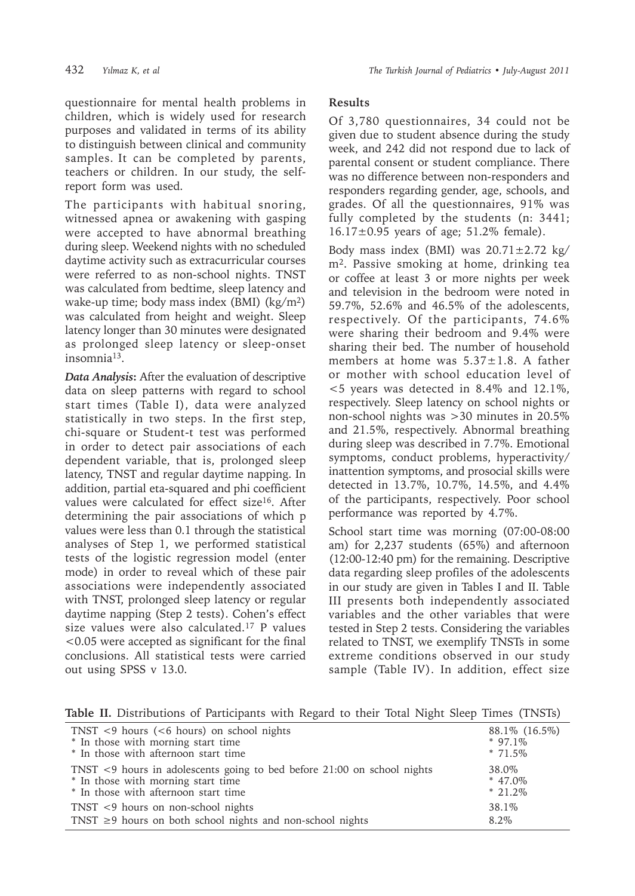questionnaire for mental health problems in children, which is widely used for research purposes and validated in terms of its ability to distinguish between clinical and community samples. It can be completed by parents, teachers or children. In our study, the self-report form was used.

The participants with habitual snoring, witnessed apnea or awakening with gasping were accepted to have abnormal breathing during sleep. Weekend nights with no scheduled daytime activity such as extracurricular courses were referred to as non-school nights. TNST was calculated from bedtime, sleep latency and wake-up time; body mass index (BMI) ($kg/m^2$) was calculated from height and weight. Sleep latency longer than 30 minutes were designated as prolonged sleep latency or sleep-onset insomnia[13].

***Data Analysis*:** After the evaluation of descriptive data on sleep patterns with regard to school start times (Table I), data were analyzed statistically in two steps. In the first step, chi-square or Student-t test was performed in order to detect pair associations of each dependent variable, that is, prolonged sleep latency, TNST and regular daytime napping. In addition, partial eta-squared and phi coefficient values were calculated for effect size[16]. After determining the pair associations of which p values were less than 0.1 through the statistical analyses of Step 1, we performed statistical tests of the logistic regression model (enter mode) in order to reveal which of these pair associations were independently associated with TNST, prolonged sleep latency or regular daytime napping (Step 2 tests). Cohen's effect size values were also calculated.[17] P values <0.05 were accepted as significant for the final conclusions. All statistical tests were carried out using SPSS v 13.0.

## Results

Of 3,780 questionnaires, 34 could not be given due to student absence during the study week, and 242 did not respond due to lack of parental consent or student compliance. There was no difference between non-responders and responders regarding gender, age, schools, and grades. Of all the questionnaires, 91% was fully completed by the students (n: 3441; 16.17±0.95 years of age; 51.2% female).

Body mass index (BMI) was 20.71±2.72 $kg/m^2$. Passive smoking at home, drinking tea or coffee at least 3 or more nights per week and television in the bedroom were noted in 59.7%, 52.6% and 46.5% of the adolescents, respectively. Of the participants, 74.6% were sharing their bedroom and 9.4% were sharing their bed. The number of household members at home was 5.37±1.8. A father or mother with school education level of <5 years was detected in 8.4% and 12.1%, respectively. Sleep latency on school nights or non-school nights was >30 minutes in 20.5% and 21.5%, respectively. Abnormal breathing during sleep was described in 7.7%. Emotional symptoms, conduct problems, hyperactivity/inattention symptoms, and prosocial skills were detected in 13.7%, 10.7%, 14.5%, and 4.4% of the participants, respectively. Poor school performance was reported by 4.7%.

School start time was morning (07:00-08:00 am) for 2,237 students (65%) and afternoon (12:00-12:40 pm) for the remaining. Descriptive data regarding sleep profiles of the adolescents in our study are given in Tables I and II. Table III presents both independently associated variables and the other variables that were tested in Step 2 tests. Considering the variables related to TNST, we exemplify TNSTs in some extreme conditions observed in our study sample (Table IV). In addition, effect size

**Table II.** Distributions of Participants with Regard to their Total Night Sleep Times (TNSTs)

| | |
|---|---|
| TNST <9 hours (<6 hours) on school nights | 88.1% (16.5%) |
| * In those with morning start time | * 97.1% |
| * In those with afternoon start time | * 71.5% |
| TNST <9 hours in adolescents going to bed before 21:00 on school nights | 38.0% |
| * In those with morning start time | * 47.0% |
| * In those with afternoon start time | * 21.2% |
| TNST <9 hours on non-school nights | 38.1% |
| TNST ≥9 hours on both school nights and non-school nights | 8.2% |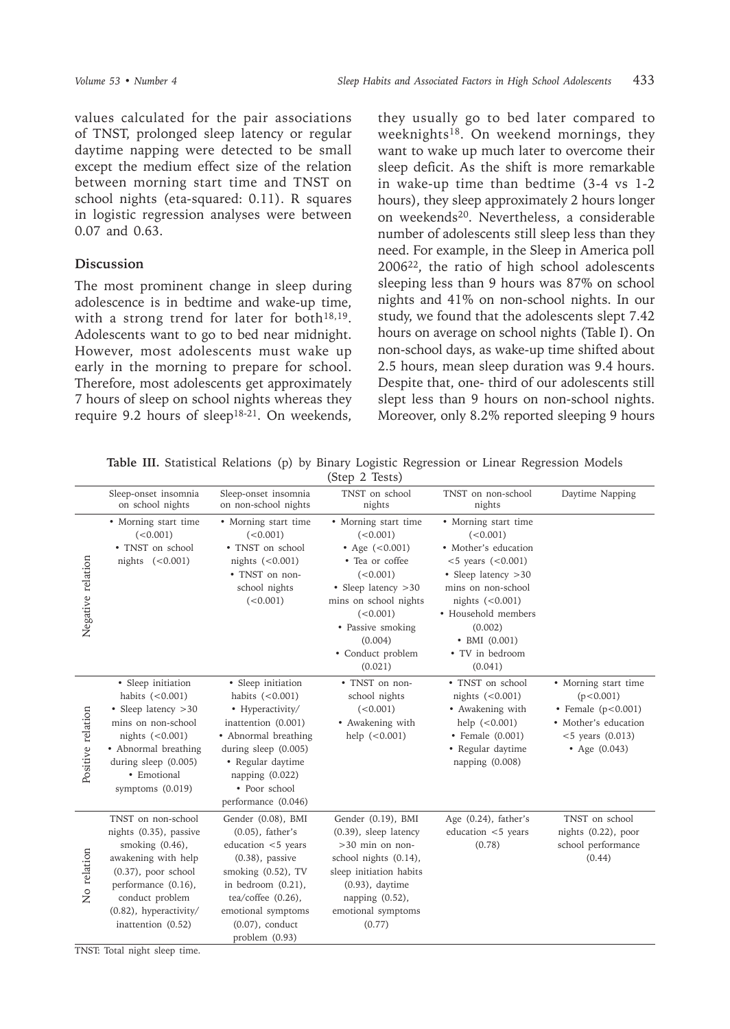values calculated for the pair associations of TNST, prolonged sleep latency or regular daytime napping were detected to be small except the medium effect size of the relation between morning start time and TNST on school nights (eta-squared: 0.11). R squares in logistic regression analyses were between 0.07 and 0.63.

## Discussion

The most prominent change in sleep during adolescence is in bedtime and wake-up time, with a strong trend for later for both[18,19]. Adolescents want to go to bed near midnight. However, most adolescents must wake up early in the morning to prepare for school. Therefore, most adolescents get approximately 7 hours of sleep on school nights whereas they require 9.2 hours of sleep[18-21]. On weekends, they usually go to bed later compared to weeknights[18]. On weekend mornings, they want to wake up much later to overcome their sleep deficit. As the shift is more remarkable in wake-up time than bedtime (3-4 vs 1-2 hours), they sleep approximately 2 hours longer on weekends[20]. Nevertheless, a considerable number of adolescents still sleep less than they need. For example, in the Sleep in America poll 2006[22], the ratio of high school adolescents sleeping less than 9 hours was 87% on school nights and 41% on non-school nights. In our study, we found that the adolescents slept 7.42 hours on average on school nights (Table I). On non-school days, as wake-up time shifted about 2.5 hours, mean sleep duration was 9.4 hours. Despite that, one- third of our adolescents still slept less than 9 hours on non-school nights. Moreover, only 8.2% reported sleeping 9 hours

**Table III.** Statistical Relations (p) by Binary Logistic Regression or Linear Regression Models (Step 2 Tests)

| | Sleep-onset insomnia on school nights | Sleep-onset insomnia on non-school nights | TNST on school nights | TNST on non-school nights | Daytime Napping |
|---|---|---|---|---|---|
| Negative relation | • Morning start time (<0.001)<br>• TNST on school nights (<0.001) | • Morning start time (<0.001)<br>• TNST on school nights (<0.001)<br>• TNST on non-school nights (<0.001) | • Morning start time (<0.001)<br>• Age (<0.001)<br>• Tea or coffee (<0.001)<br>• Sleep latency >30 mins on school nights (<0.001)<br>• Passive smoking (0.004)<br>• Conduct problem (0.021) | • Morning start time (<0.001)<br>• Mother's education <5 years (<0.001)<br>• Sleep latency >30 mins on non-school nights (<0.001)<br>• Household members (0.002)<br>• BMI (0.001)<br>• TV in bedroom (0.041) | |
| Positive relation | • Sleep initiation habits (<0.001)<br>• Sleep latency >30 mins on non-school nights (<0.001)<br>• Abnormal breathing during sleep (0.005)<br>• Emotional symptoms (0.019) | • Sleep initiation habits (<0.001)<br>• Hyperactivity/ inattention (0.001)<br>• Abnormal breathing during sleep (0.005)<br>• Regular daytime napping (0.022)<br>• Poor school performance (0.046) | • TNST on non-school nights (<0.001)<br>• Awakening with help (<0.001) | • TNST on school nights (<0.001)<br>• Awakening with help (<0.001)<br>• Female (0.001)<br>• Regular daytime napping (0.008) | • Morning start time (p<0.001)<br>• Female (p<0.001)<br>• Mother's education <5 years (0.013)<br>• Age (0.043) |
| No relation | TNST on non-school nights (0.35), passive smoking (0.46), awakening with help (0.37), poor school performance (0.16), conduct problem (0.82), hyperactivity/ inattention (0.52) | Gender (0.08), BMI (0.05), father's education <5 years (0.38), passive smoking (0.52), TV in bedroom (0.21), tea/coffee (0.26), emotional symptoms (0.07), conduct problem (0.93) | Gender (0.19), BMI (0.39), sleep latency >30 min on non-school nights (0.14), sleep initiation habits (0.93), daytime napping (0.52), emotional symptoms (0.77) | Age (0.24), father's education <5 years (0.78) | TNST on school nights (0.22), poor school performance (0.44) |

TNST: Total night sleep time.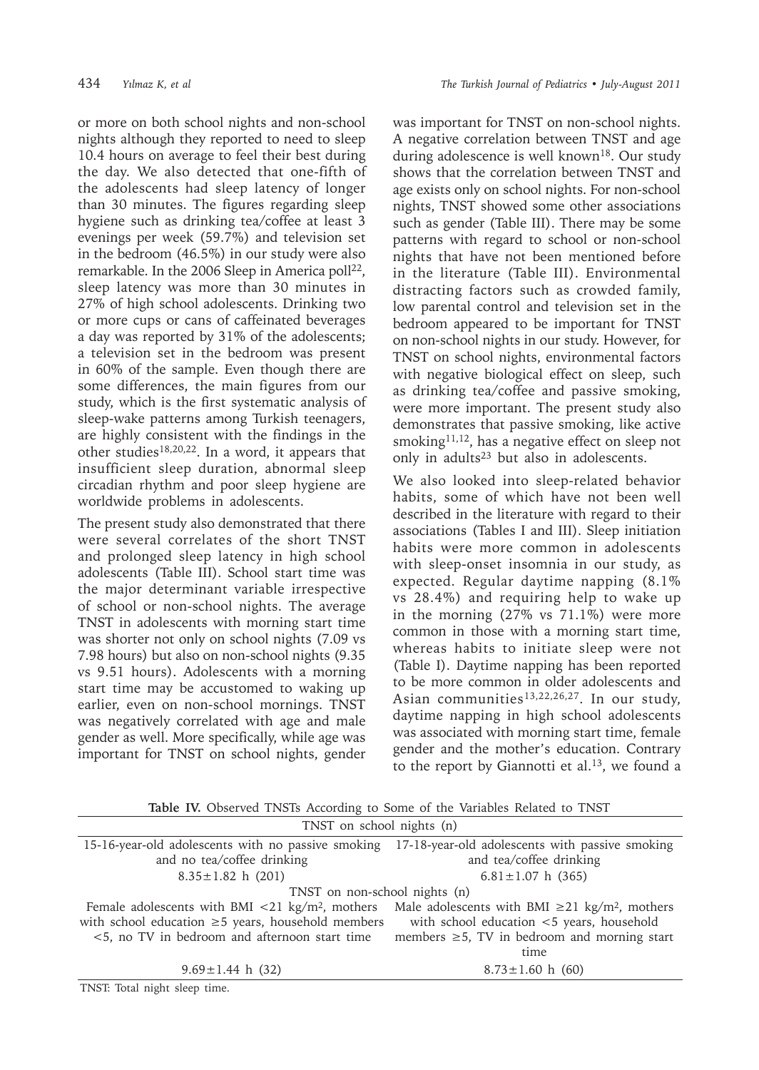or more on both school nights and non-school nights although they reported to need to sleep 10.4 hours on average to feel their best during the day. We also detected that one-fifth of the adolescents had sleep latency of longer than 30 minutes. The figures regarding sleep hygiene such as drinking tea/coffee at least 3 evenings per week (59.7%) and television set in the bedroom (46.5%) in our study were also remarkable. In the 2006 Sleep in America poll[22], sleep latency was more than 30 minutes in 27% of high school adolescents. Drinking two or more cups or cans of caffeinated beverages a day was reported by 31% of the adolescents; a television set in the bedroom was present in 60% of the sample. Even though there are some differences, the main figures from our study, which is the first systematic analysis of sleep-wake patterns among Turkish teenagers, are highly consistent with the findings in the other studies[18,20,22]. In a word, it appears that insufficient sleep duration, abnormal sleep circadian rhythm and poor sleep hygiene are worldwide problems in adolescents.

The present study also demonstrated that there were several correlates of the short TNST and prolonged sleep latency in high school adolescents (Table III). School start time was the major determinant variable irrespective of school or non-school nights. The average TNST in adolescents with morning start time was shorter not only on school nights (7.09 vs 7.98 hours) but also on non-school nights (9.35 vs 9.51 hours). Adolescents with a morning start time may be accustomed to waking up earlier, even on non-school mornings. TNST was negatively correlated with age and male gender as well. More specifically, while age was important for TNST on school nights, gender was important for TNST on non-school nights. A negative correlation between TNST and age during adolescence is well known[18]. Our study shows that the correlation between TNST and age exists only on school nights. For non-school nights, TNST showed some other associations such as gender (Table III). There may be some patterns with regard to school or non-school nights that have not been mentioned before in the literature (Table III). Environmental distracting factors such as crowded family, low parental control and television set in the bedroom appeared to be important for TNST on non-school nights in our study. However, for TNST on school nights, environmental factors with negative biological effect on sleep, such as drinking tea/coffee and passive smoking, were more important. The present study also demonstrates that passive smoking, like active smoking[11,12], has a negative effect on sleep not only in adults[23] but also in adolescents.

We also looked into sleep-related behavior habits, some of which have not been well described in the literature with regard to their associations (Tables I and III). Sleep initiation habits were more common in adolescents with sleep-onset insomnia in our study, as expected. Regular daytime napping (8.1% vs 28.4%) and requiring help to wake up in the morning (27% vs 71.1%) were more common in those with a morning start time, whereas habits to initiate sleep were not (Table I). Daytime napping has been reported to be more common in older adolescents and Asian communities[13,22,26,27]. In our study, daytime napping in high school adolescents was associated with morning start time, female gender and the mother's education. Contrary to the report by Giannotti et al.[13], we found a

**Table IV.** Observed TNSTs According to Some of the Variables Related to TNST

| TNST on school nights (n) | |
|---|---|
| 15-16-year-old adolescents with no passive smoking and no tea/coffee drinking | 17-18-year-old adolescents with passive smoking and tea/coffee drinking |
| 8.35±1.82 h (201) | 6.81±1.07 h (365) |
| **TNST on non-school nights (n)** | |
| Female adolescents with BMI <21 kg/m², mothers with school education ≥5 years, household members <5, no TV in bedroom and afternoon start time | Male adolescents with BMI ≥21 kg/m², mothers with school education <5 years, household members ≥5, TV in bedroom and morning start time |
| 9.69±1.44 h (32) | 8.73±1.60 h (60) |

TNST: Total night sleep time.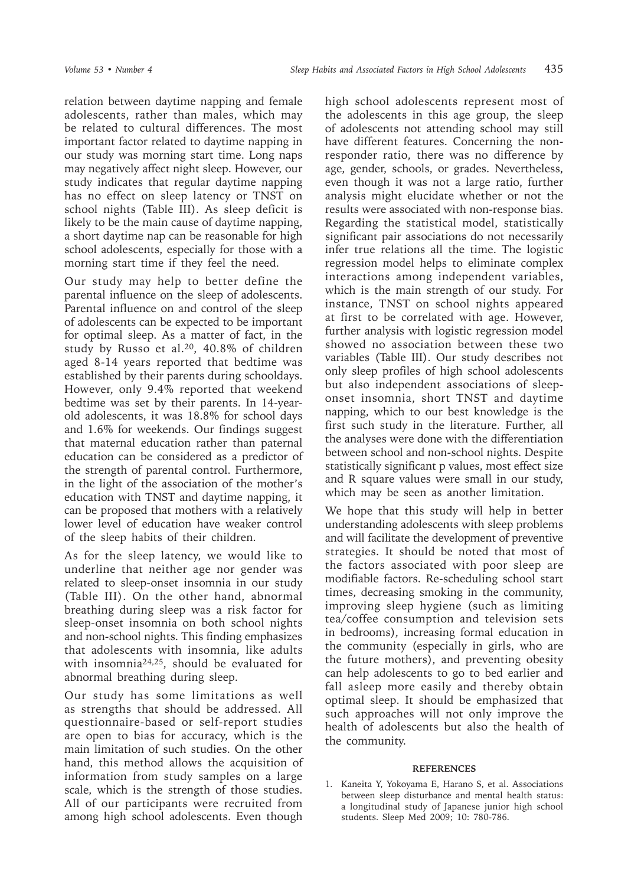relation between daytime napping and female adolescents, rather than males, which may be related to cultural differences. The most important factor related to daytime napping in our study was morning start time. Long naps may negatively affect night sleep. However, our study indicates that regular daytime napping has no effect on sleep latency or TNST on school nights (Table III). As sleep deficit is likely to be the main cause of daytime napping, a short daytime nap can be reasonable for high school adolescents, especially for those with a morning start time if they feel the need.

Our study may help to better define the parental influence on the sleep of adolescents. Parental influence on and control of the sleep of adolescents can be expected to be important for optimal sleep. As a matter of fact, in the study by Russo et al.[20], 40.8% of children aged 8-14 years reported that bedtime was established by their parents during schooldays. However, only 9.4% reported that weekend bedtime was set by their parents. In 14-year-old adolescents, it was 18.8% for school days and 1.6% for weekends. Our findings suggest that maternal education rather than paternal education can be considered as a predictor of the strength of parental control. Furthermore, in the light of the association of the mother's education with TNST and daytime napping, it can be proposed that mothers with a relatively lower level of education have weaker control of the sleep habits of their children.

As for the sleep latency, we would like to underline that neither age nor gender was related to sleep-onset insomnia in our study (Table III). On the other hand, abnormal breathing during sleep was a risk factor for sleep-onset insomnia on both school nights and non-school nights. This finding emphasizes that adolescents with insomnia, like adults with insomnia[24,25], should be evaluated for abnormal breathing during sleep.

Our study has some limitations as well as strengths that should be addressed. All questionnaire-based or self-report studies are open to bias for accuracy, which is the main limitation of such studies. On the other hand, this method allows the acquisition of information from study samples on a large scale, which is the strength of those studies. All of our participants were recruited from among high school adolescents. Even though high school adolescents represent most of the adolescents in this age group, the sleep of adolescents not attending school may still have different features. Concerning the non-responder ratio, there was no difference by age, gender, schools, or grades. Nevertheless, even though it was not a large ratio, further analysis might elucidate whether or not the results were associated with non-response bias. Regarding the statistical model, statistically significant pair associations do not necessarily infer true relations all the time. The logistic regression model helps to eliminate complex interactions among independent variables, which is the main strength of our study. For instance, TNST on school nights appeared at first to be correlated with age. However, further analysis with logistic regression model showed no association between these two variables (Table III). Our study describes not only sleep profiles of high school adolescents but also independent associations of sleep-onset insomnia, short TNST and daytime napping, which to our best knowledge is the first such study in the literature. Further, all the analyses were done with the differentiation between school and non-school nights. Despite statistically significant p values, most effect size and R square values were small in our study, which may be seen as another limitation.

We hope that this study will help in better understanding adolescents with sleep problems and will facilitate the development of preventive strategies. It should be noted that most of the factors associated with poor sleep are modifiable factors. Re-scheduling school start times, decreasing smoking in the community, improving sleep hygiene (such as limiting tea/coffee consumption and television sets in bedrooms), increasing formal education in the community (especially in girls, who are the future mothers), and preventing obesity can help adolescents to go to bed earlier and fall asleep more easily and thereby obtain optimal sleep. It should be emphasized that such approaches will not only improve the health of adolescents but also the health of the community.

## REFERENCES

1. Kaneita Y, Yokoyama E, Harano S, et al. Associations between sleep disturbance and mental health status: a longitudinal study of Japanese junior high school students. Sleep Med 2009; 10: 780-786.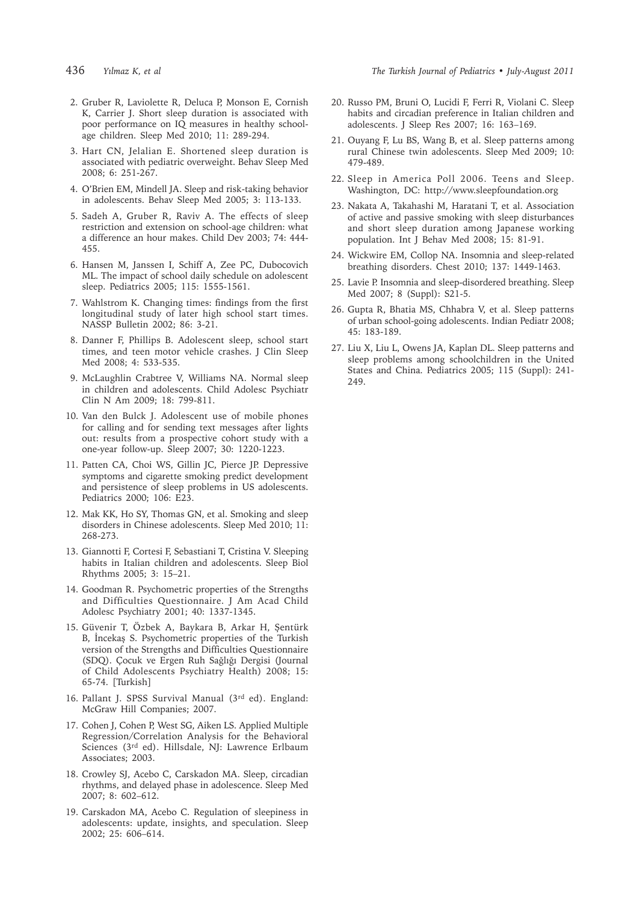2. Gruber R, Laviolette R, Deluca P, Monson E, Cornish K, Carrier J. Short sleep duration is associated with poor performance on IQ measures in healthy school-age children. Sleep Med 2010; 11: 289-294.
3. Hart CN, Jelalian E. Shortened sleep duration is associated with pediatric overweight. Behav Sleep Med 2008; 6: 251-267.
4. O'Brien EM, Mindell JA. Sleep and risk-taking behavior in adolescents. Behav Sleep Med 2005; 3: 113-133.
5. Sadeh A, Gruber R, Raviv A. The effects of sleep restriction and extension on school-age children: what a difference an hour makes. Child Dev 2003; 74: 444-455.
6. Hansen M, Janssen I, Schiff A, Zee PC, Dubocovich ML. The impact of school daily schedule on adolescent sleep. Pediatrics 2005; 115: 1555-1561.
7. Wahlstrom K. Changing times: findings from the first longitudinal study of later high school start times. NASSP Bulletin 2002; 86: 3-21.
8. Danner F, Phillips B. Adolescent sleep, school start times, and teen motor vehicle crashes. J Clin Sleep Med 2008; 4: 533-535.
9. McLaughlin Crabtree V, Williams NA. Normal sleep in children and adolescents. Child Adolesc Psychiatr Clin N Am 2009; 18: 799-811.
10. Van den Bulck J. Adolescent use of mobile phones for calling and for sending text messages after lights out: results from a prospective cohort study with a one-year follow-up. Sleep 2007; 30: 1220-1223.
11. Patten CA, Choi WS, Gillin JC, Pierce JP. Depressive symptoms and cigarette smoking predict development and persistence of sleep problems in US adolescents. Pediatrics 2000; 106: E23.
12. Mak KK, Ho SY, Thomas GN, et al. Smoking and sleep disorders in Chinese adolescents. Sleep Med 2010; 11: 268-273.
13. Giannotti F, Cortesi F, Sebastiani T, Cristina V. Sleeping habits in Italian children and adolescents. Sleep Biol Rhythms 2005; 3: 15–21.
14. Goodman R. Psychometric properties of the Strengths and Difficulties Questionnaire. J Am Acad Child Adolesc Psychiatry 2001; 40: 1337-1345.
15. Güvenir T, Özbek A, Baykara B, Arkar H, Şentürk B, İncekaş S. Psychometric properties of the Turkish version of the Strengths and Difficulties Questionnaire (SDQ). Çocuk ve Ergen Ruh Sağlığı Dergisi (Journal of Child Adolescents Psychiatry Health) 2008; 15: 65-74. [Turkish]
16. Pallant J. SPSS Survival Manual (3rd ed). England: McGraw Hill Companies; 2007.
17. Cohen J, Cohen P, West SG, Aiken LS. Applied Multiple Regression/Correlation Analysis for the Behavioral Sciences (3rd ed). Hillsdale, NJ: Lawrence Erlbaum Associates; 2003.
18. Crowley SJ, Acebo C, Carskadon MA. Sleep, circadian rhythms, and delayed phase in adolescence. Sleep Med 2007; 8: 602–612.
19. Carskadon MA, Acebo C. Regulation of sleepiness in adolescents: update, insights, and speculation. Sleep 2002; 25: 606–614.
20. Russo PM, Bruni O, Lucidi F, Ferri R, Violani C. Sleep habits and circadian preference in Italian children and adolescents. J Sleep Res 2007; 16: 163–169.
21. Ouyang F, Lu BS, Wang B, et al. Sleep patterns among rural Chinese twin adolescents. Sleep Med 2009; 10: 479-489.
22. Sleep in America Poll 2006. Teens and Sleep. Washington, DC: http://www.sleepfoundation.org
23. Nakata A, Takahashi M, Haratani T, et al. Association of active and passive smoking with sleep disturbances and short sleep duration among Japanese working population. Int J Behav Med 2008; 15: 81-91.
24. Wickwire EM, Collop NA. Insomnia and sleep-related breathing disorders. Chest 2010; 137: 1449-1463.
25. Lavie P. Insomnia and sleep-disordered breathing. Sleep Med 2007; 8 (Suppl): S21-5.
26. Gupta R, Bhatia MS, Chhabra V, et al. Sleep patterns of urban school-going adolescents. Indian Pediatr 2008; 45: 183-189.
27. Liu X, Liu L, Owens JA, Kaplan DL. Sleep patterns and sleep problems among schoolchildren in the United States and China. Pediatrics 2005; 115 (Suppl): 241-249.